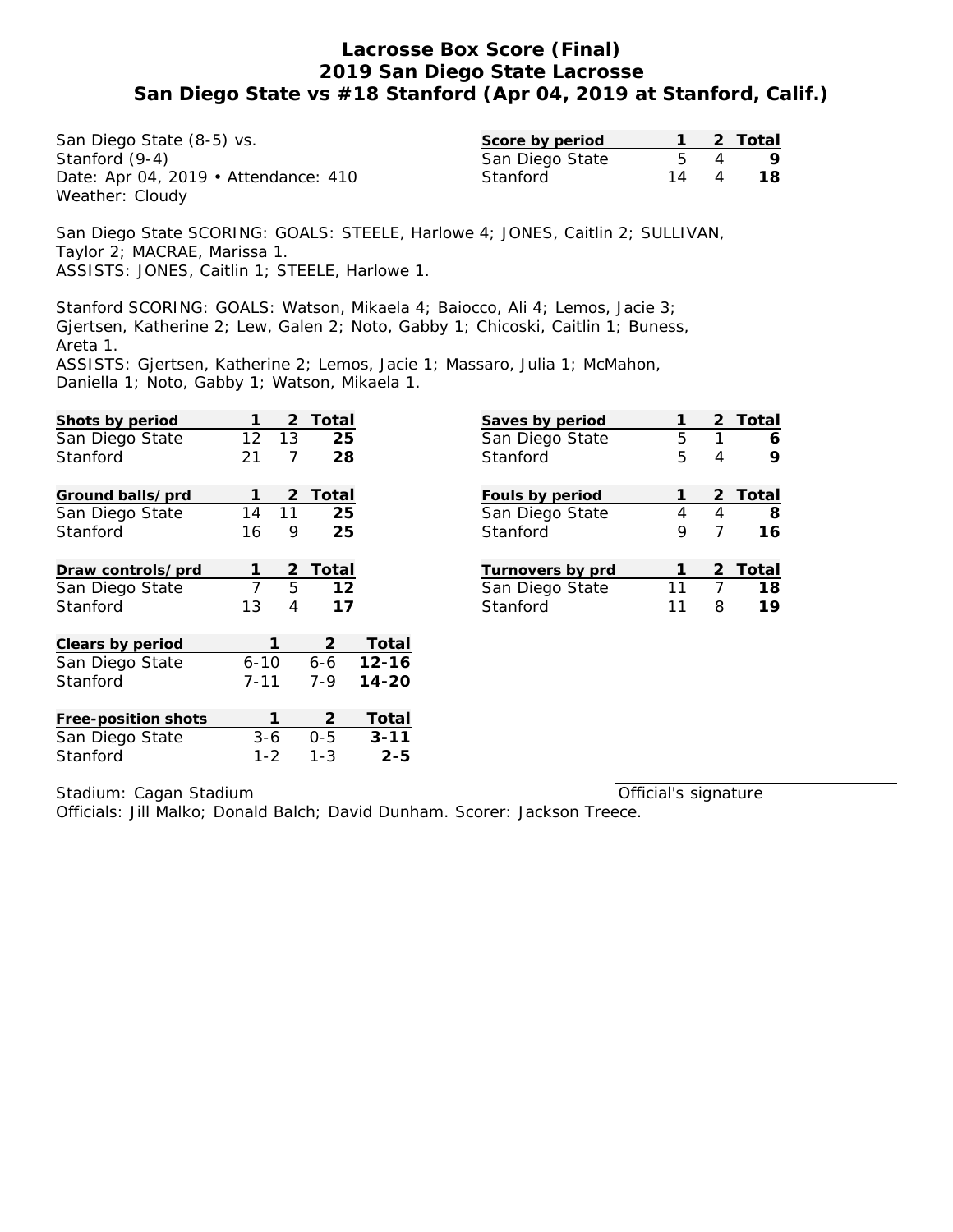# Lacrosse Box Score (Final)
# 2019 San Diego State Lacrosse
# San Diego State vs #18 Stanford (Apr 04, 2019 at Stanford, Calif.)

San Diego State (8-5) vs.
Stanford (9-4)
Date: Apr 04, 2019 • Attendance: 410
Weather: Cloudy

| Score by period | 1 | 2 | Total |
|---|---|---|---|
| San Diego State | 5 | 4 | **9** |
| Stanford | 14 | 4 | **18** |

San Diego State SCORING: GOALS: STEELE, Harlowe 4; JONES, Caitlin 2; SULLIVAN, Taylor 2; MACRAE, Marissa 1.
ASSISTS: JONES, Caitlin 1; STEELE, Harlowe 1.

Stanford SCORING: GOALS: Watson, Mikaela 4; Baiocco, Ali 4; Lemos, Jacie 3; Gjertsen, Katherine 2; Lew, Galen 2; Noto, Gabby 1; Chicoski, Caitlin 1; Buness, Areta 1.
ASSISTS: Gjertsen, Katherine 2; Lemos, Jacie 1; Massaro, Julia 1; McMahon, Daniella 1; Noto, Gabby 1; Watson, Mikaela 1.

| Shots by period | 1 | 2 | Total |
|---|---|---|---|
| San Diego State | 12 | 13 | **25** |
| Stanford | 21 | 7 | **28** |

| Saves by period | 1 | 2 | Total |
|---|---|---|---|
| San Diego State | 5 | 1 | **6** |
| Stanford | 5 | 4 | **9** |

| Ground balls/prd | 1 | 2 | Total |
|---|---|---|---|
| San Diego State | 14 | 11 | **25** |
| Stanford | 16 | 9 | **25** |

| Fouls by period | 1 | 2 | Total |
|---|---|---|---|
| San Diego State | 4 | 4 | **8** |
| Stanford | 9 | 7 | **16** |

| Draw controls/prd | 1 | 2 | Total |
|---|---|---|---|
| San Diego State | 7 | 5 | **12** |
| Stanford | 13 | 4 | **17** |

| Turnovers by prd | 1 | 2 | Total |
|---|---|---|---|
| San Diego State | 11 | 7 | **18** |
| Stanford | 11 | 8 | **19** |

| Clears by period | 1 | 2 | Total |
|---|---|---|---|
| San Diego State | 6-10 | 6-6 | **12-16** |
| Stanford | 7-11 | 7-9 | **14-20** |

| Free-position shots | 1 | 2 | Total |
|---|---|---|---|
| San Diego State | 3-6 | 0-5 | **3-11** |
| Stanford | 1-2 | 1-3 | **2-5** |

Stadium: Cagan Stadium

Official's signature

Officials: Jill Malko; Donald Balch; David Dunham. Scorer: Jackson Treece.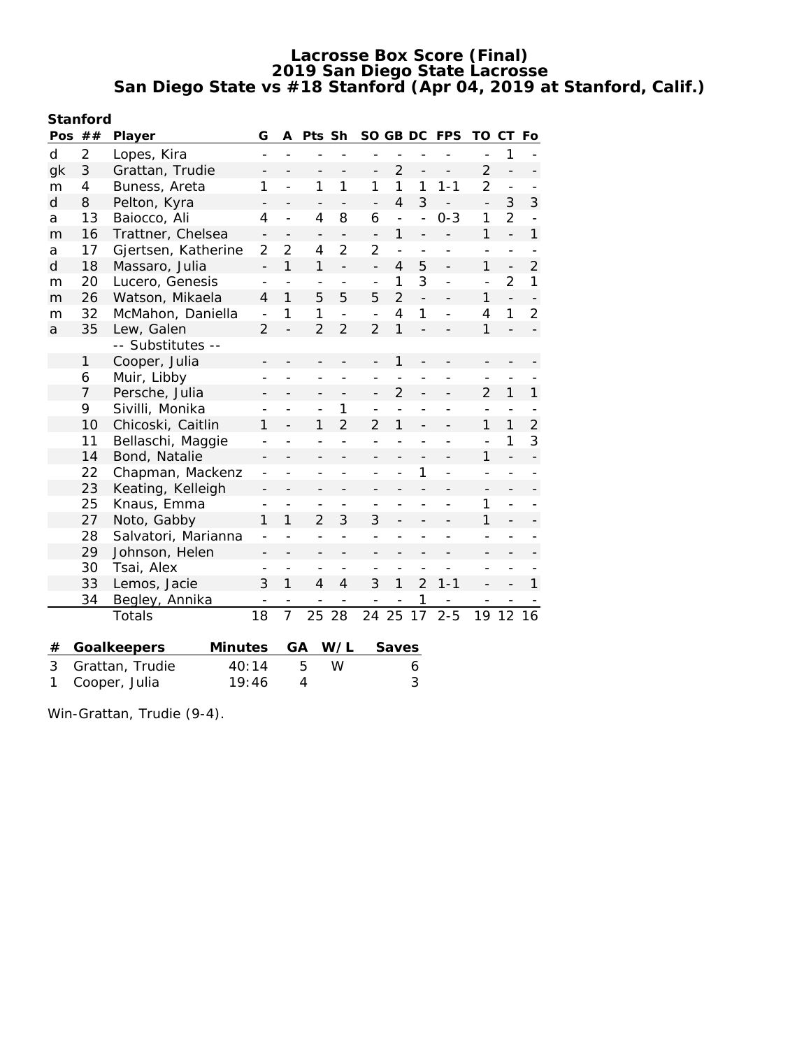# Lacrosse Box Score (Final)
## 2019 San Diego State Lacrosse
## San Diego State vs #18 Stanford (Apr 04, 2019 at Stanford, Calif.)

**Stanford**

| Pos | ## | Player | G | A | Pts | Sh | SO | GB | DC | FPS | TO | CT | Fo |
|---|---|---|---|---|---|---|---|---|---|---|---|---|---|
| d | 2 | Lopes, Kira | - | - | - | - | - | - | - | - | - | 1 | - |
| gk | 3 | Grattan, Trudie | - | - | - | - | - | 2 | - | - | 2 | - | - |
| m | 4 | Buness, Areta | 1 | - | 1 | 1 | 1 | 1 | 1 | 1-1 | 2 | - | - |
| d | 8 | Pelton, Kyra | - | - | - | - | - | 4 | 3 | - | - | 3 | 3 |
| a | 13 | Baiocco, Ali | 4 | - | 4 | 8 | 6 | - | - | 0-3 | 1 | 2 | - |
| m | 16 | Trattner, Chelsea | - | - | - | - | - | 1 | - | - | 1 | - | 1 |
| a | 17 | Gjertsen, Katherine | 2 | 2 | 4 | 2 | 2 | - | - | - | - | - | - |
| d | 18 | Massaro, Julia | - | 1 | 1 | - | - | 4 | 5 | - | 1 | - | 2 |
| m | 20 | Lucero, Genesis | - | - | - | - | - | 1 | 3 | - | - | 2 | 1 |
| m | 26 | Watson, Mikaela | 4 | 1 | 5 | 5 | 5 | 2 | - | - | 1 | - | - |
| m | 32 | McMahon, Daniella | - | 1 | 1 | - | - | 4 | 1 | - | 4 | 1 | 2 |
| a | 35 | Lew, Galen | 2 | - | 2 | 2 | 2 | 1 | - | - | 1 | - | - |
| | | -- Substitutes -- | | | | | | | | | | | |
| | 1 | Cooper, Julia | - | - | - | - | - | 1 | - | - | - | - | - |
| | 6 | Muir, Libby | - | - | - | - | - | - | - | - | - | - | - |
| | 7 | Persche, Julia | - | - | - | - | - | 2 | - | - | 2 | 1 | 1 |
| | 9 | Sivilli, Monika | - | - | - | 1 | - | - | - | - | - | - | - |
| | 10 | Chicoski, Caitlin | 1 | - | 1 | 2 | 2 | 1 | - | - | 1 | 1 | 2 |
| | 11 | Bellaschi, Maggie | - | - | - | - | - | - | - | - | - | 1 | 3 |
| | 14 | Bond, Natalie | - | - | - | - | - | - | - | - | 1 | - | - |
| | 22 | Chapman, Mackenz | - | - | - | - | - | - | 1 | - | - | - | - |
| | 23 | Keating, Kelleigh | - | - | - | - | - | - | - | - | - | - | - |
| | 25 | Knaus, Emma | - | - | - | - | - | - | - | - | 1 | - | - |
| | 27 | Noto, Gabby | 1 | 1 | 2 | 3 | 3 | - | - | - | 1 | - | - |
| | 28 | Salvatori, Marianna | - | - | - | - | - | - | - | - | - | - | - |
| | 29 | Johnson, Helen | - | - | - | - | - | - | - | - | - | - | - |
| | 30 | Tsai, Alex | - | - | - | - | - | - | - | - | - | - | - |
| | 33 | Lemos, Jacie | 3 | 1 | 4 | 4 | 3 | 1 | 2 | 1-1 | - | - | 1 |
| | 34 | Begley, Annika | - | - | - | - | - | - | 1 | - | - | - | - |
| | | Totals | 18 | 7 | 25 | 28 | 24 | 25 | 17 | 2-5 | 19 | 12 | 16 |

| # | Goalkeepers | Minutes | GA | W/L | Saves |
|---|---|---|---|---|---|
| 3 | Grattan, Trudie | 40:14 | 5 | W | 6 |
| 1 | Cooper, Julia | 19:46 | 4 | | 3 |

Win-Grattan, Trudie (9-4).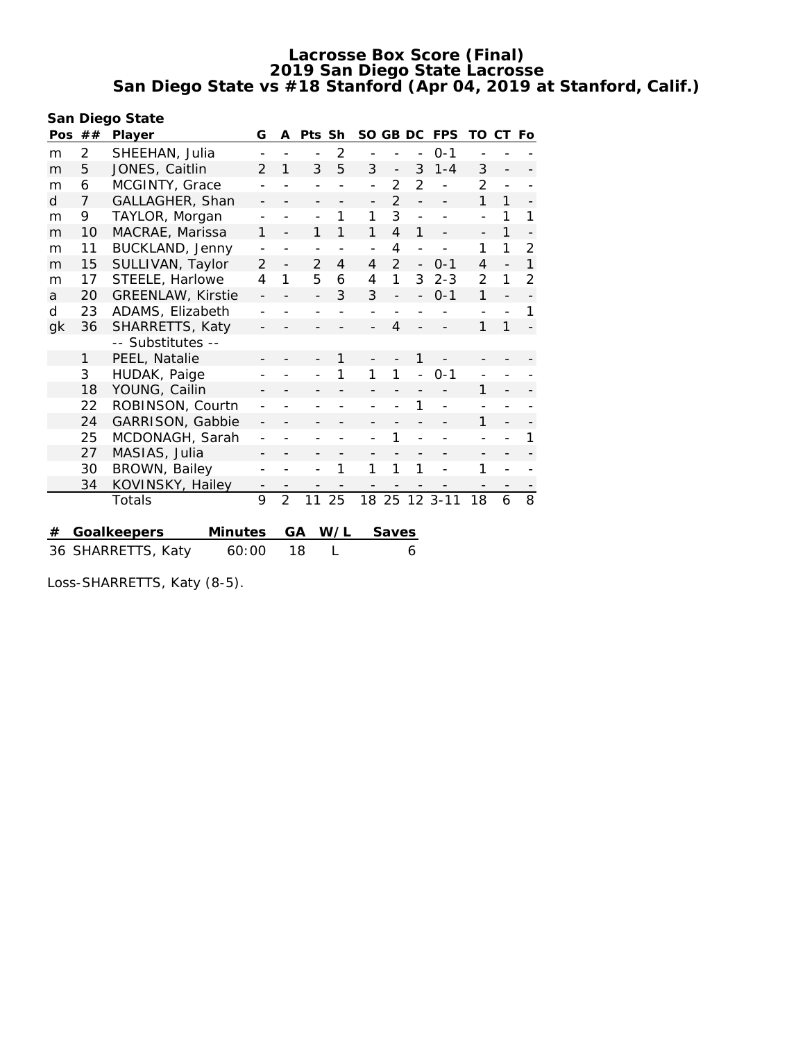# Lacrosse Box Score (Final)
## 2019 San Diego State Lacrosse
## San Diego State vs #18 Stanford (Apr 04, 2019 at Stanford, Calif.)

**San Diego State**

| Pos | ## | Player | G | A | Pts | Sh | SO | GB | DC | FPS | TO | CT | Fo |
|---|---|---|---|---|---|---|---|---|---|---|---|---|---|
| m | 2 | SHEEHAN, Julia | - | - | - | 2 | - | - | - | 0-1 | - | - | - |
| m | 5 | JONES, Caitlin | 2 | 1 | 3 | 5 | 3 | - | 3 | 1-4 | 3 | - | - |
| m | 6 | MCGINTY, Grace | - | - | - | - | - | 2 | 2 | - | 2 | - | - |
| d | 7 | GALLAGHER, Shan | - | - | - | - | - | 2 | - | - | 1 | 1 | - |
| m | 9 | TAYLOR, Morgan | - | - | - | 1 | 1 | 3 | - | - | - | 1 | 1 |
| m | 10 | MACRAE, Marissa | 1 | - | 1 | 1 | 1 | 4 | 1 | - | - | 1 | - |
| m | 11 | BUCKLAND, Jenny | - | - | - | - | - | 4 | - | - | 1 | 1 | 2 |
| m | 15 | SULLIVAN, Taylor | 2 | - | 2 | 4 | 4 | 2 | - | 0-1 | 4 | - | 1 |
| m | 17 | STEELE, Harlowe | 4 | 1 | 5 | 6 | 4 | 1 | 3 | 2-3 | 2 | 1 | 2 |
| a | 20 | GREENLAW, Kirstie | - | - | - | 3 | 3 | - | - | 0-1 | 1 | - | - |
| d | 23 | ADAMS, Elizabeth | - | - | - | - | - | - | - | - | - | - | 1 |
| gk | 36 | SHARRETTS, Katy | - | - | - | - | - | 4 | - | - | 1 | 1 | - |
| | | -- Substitutes -- | | | | | | | | | | | |
| | 1 | PEEL, Natalie | - | - | - | 1 | - | - | 1 | - | - | - | - |
| | 3 | HUDAK, Paige | - | - | - | 1 | 1 | 1 | - | 0-1 | - | - | - |
| | 18 | YOUNG, Cailin | - | - | - | - | - | - | - | - | 1 | - | - |
| | 22 | ROBINSON, Courtn | - | - | - | - | - | - | 1 | - | - | - | - |
| | 24 | GARRISON, Gabbie | - | - | - | - | - | - | - | - | 1 | - | - |
| | 25 | MCDONAGH, Sarah | - | - | - | - | - | 1 | - | - | - | - | 1 |
| | 27 | MASIAS, Julia | - | - | - | - | - | - | - | - | - | - | - |
| | 30 | BROWN, Bailey | - | - | - | 1 | 1 | 1 | 1 | - | 1 | - | - |
| | 34 | KOVINSKY, Hailey | - | - | - | - | - | - | - | - | - | - | - |
| | | Totals | 9 | 2 | 11 | 25 | 18 | 25 | 12 | 3-11 | 18 | 6 | 8 |

| # | Goalkeepers | Minutes | GA | W/L | Saves |
|---|---|---|---|---|---|
| 36 | SHARRETTS, Katy | 60:00 | 18 | L | 6 |

Loss-SHARRETTS, Katy (8-5).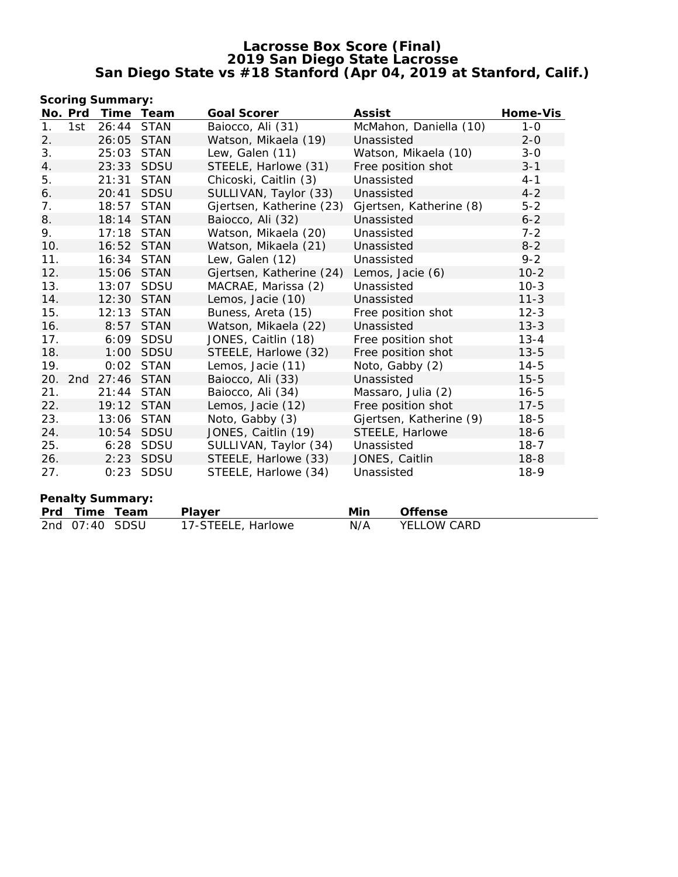# Lacrosse Box Score (Final)
## 2019 San Diego State Lacrosse
## San Diego State vs #18 Stanford (Apr 04, 2019 at Stanford, Calif.)

**Scoring Summary:**

| No. | Prd | Time | Team | Goal Scorer | Assist | Home-Vis |
|---|---|---|---|---|---|---|
| 1. | 1st | 26:44 | STAN | Baiocco, Ali (31) | McMahon, Daniella (10) | 1-0 |
| 2. | | 26:05 | STAN | Watson, Mikaela (19) | Unassisted | 2-0 |
| 3. | | 25:03 | STAN | Lew, Galen (11) | Watson, Mikaela (10) | 3-0 |
| 4. | | 23:33 | SDSU | STEELE, Harlowe (31) | Free position shot | 3-1 |
| 5. | | 21:31 | STAN | Chicoski, Caitlin (3) | Unassisted | 4-1 |
| 6. | | 20:41 | SDSU | SULLIVAN, Taylor (33) | Unassisted | 4-2 |
| 7. | | 18:57 | STAN | Gjertsen, Katherine (23) | Gjertsen, Katherine (8) | 5-2 |
| 8. | | 18:14 | STAN | Baiocco, Ali (32) | Unassisted | 6-2 |
| 9. | | 17:18 | STAN | Watson, Mikaela (20) | Unassisted | 7-2 |
| 10. | | 16:52 | STAN | Watson, Mikaela (21) | Unassisted | 8-2 |
| 11. | | 16:34 | STAN | Lew, Galen (12) | Unassisted | 9-2 |
| 12. | | 15:06 | STAN | Gjertsen, Katherine (24) | Lemos, Jacie (6) | 10-2 |
| 13. | | 13:07 | SDSU | MACRAE, Marissa (2) | Unassisted | 10-3 |
| 14. | | 12:30 | STAN | Lemos, Jacie (10) | Unassisted | 11-3 |
| 15. | | 12:13 | STAN | Buness, Areta (15) | Free position shot | 12-3 |
| 16. | | 8:57 | STAN | Watson, Mikaela (22) | Unassisted | 13-3 |
| 17. | | 6:09 | SDSU | JONES, Caitlin (18) | Free position shot | 13-4 |
| 18. | | 1:00 | SDSU | STEELE, Harlowe (32) | Free position shot | 13-5 |
| 19. | | 0:02 | STAN | Lemos, Jacie (11) | Noto, Gabby (2) | 14-5 |
| 20. | 2nd | 27:46 | STAN | Baiocco, Ali (33) | Unassisted | 15-5 |
| 21. | | 21:44 | STAN | Baiocco, Ali (34) | Massaro, Julia (2) | 16-5 |
| 22. | | 19:12 | STAN | Lemos, Jacie (12) | Free position shot | 17-5 |
| 23. | | 13:06 | STAN | Noto, Gabby (3) | Gjertsen, Katherine (9) | 18-5 |
| 24. | | 10:54 | SDSU | JONES, Caitlin (19) | STEELE, Harlowe | 18-6 |
| 25. | | 6:28 | SDSU | SULLIVAN, Taylor (34) | Unassisted | 18-7 |
| 26. | | 2:23 | SDSU | STEELE, Harlowe (33) | JONES, Caitlin | 18-8 |
| 27. | | 0:23 | SDSU | STEELE, Harlowe (34) | Unassisted | 18-9 |

**Penalty Summary:**

| Prd | Time | Team | Player | Min | Offense |
|---|---|---|---|---|---|
| 2nd | 07:40 | SDSU | 17-STEELE, Harlowe | N/A | YELLOW CARD |